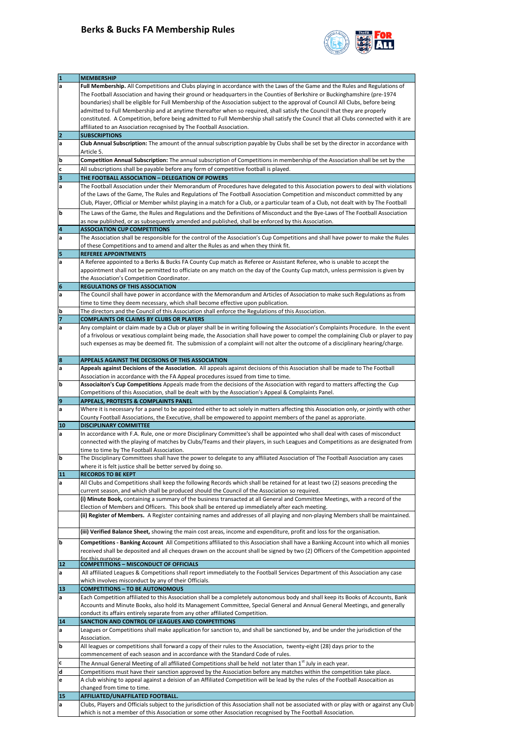# Berks & Bucks FA Membership Rules

| | |
|---|---|
| **1** | **MEMBERSHIP** |
| **a** | **Full Membership.** All Competitions and Clubs playing in accordance with the Laws of the Game and the Rules and Regulations of The Football Association and having their ground or headquarters in the Counties of Berkshire or Buckinghamshire (pre-1974 boundaries) shall be eligible for Full Membership of the Association subject to the approval of Council All Clubs, before being admitted to Full Membership and at anytime thereafter when so required, shall satisfy the Council that they are properly constituted. A Competition, before being admitted to Full Membership shall satisfy the Council that all Clubs connected with it are affiliated to an Association recognised by The Football Association. |
| **2** | **SUBSCRIPTIONS** |
| **a** | **Club Annual Subscription:** The amount of the annual subscription payable by Clubs shall be set by the director in accordance with Article 5. |
| **b** | **Competition Annual Subscription:** The annual subscription of Competitions in membership of the Association shall be set by the |
| **c** | All subscriptions shall be payable before any form of competitive football is played. |
| **3** | **THE FOOTBALL ASSOCIATION – DELEGATION OF POWERS** |
| **a** | The Football Association under their Memorandum of Procedures have delegated to this Association powers to deal with violations of the Laws of the Game, The Rules and Regulations of The Football Association Competition and misconduct committed by any Club, Player, Official or Member whilst playing in a match for a Club, or a particular team of a Club, not dealt with by The Football |
| **b** | The Laws of the Game, the Rules and Regulations and the Definitions of Misconduct and the Bye-Laws of The Football Association as now published, or as subsequently amended and published, shall be enforced by this Association. |
| **4** | **ASSOCIATION CUP COMPETITIONS** |
| **a** | The Association shall be responsible for the control of the Association's Cup Competitions and shall have power to make the Rules of these Competitions and to amend and alter the Rules as and when they think fit. |
| **5** | **REFEREE APPOINTMENTS** |
| **a** | A Referee appointed to a Berks & Bucks FA County Cup match as Referee or Assistant Referee, who is unable to accept the appointment shall not be permitted to officiate on any match on the day of the County Cup match, unless permission is given by the Association's Competition Coordinator. |
| **6** | **REGULATIONS OF THIS ASSOCIATION** |
| **a** | The Council shall have power in accordance with the Memorandum and Articles of Association to make such Regulations as from time to time they deem necessary, which shall become effective upon publication. |
| **b** | The directors and the Council of this Association shall enforce the Regulations of this Association. |
| **7** | **COMPLAINTS OR CLAIMS BY CLUBS OR PLAYERS** |
| **a** | Any complaint or claim made by a Club or player shall be in writing following the Association's Complaints Procedure. In the event of a frivolous or vexatious complaint being made, the Association shall have power to compel the complaining Club or player to pay such expenses as may be deemed fit. The submission of a complaint will not alter the outcome of a disciplinary hearing/charge. |
| **8** | **APPEALS AGAINST THE DECISIONS OF THIS ASSOCIATION** |
| **a** | **Appeals against Decisions of the Association.** All appeals against decisions of this Association shall be made to The Football Association in accordance with the FA Appeal procedures issued from time to time. |
| **b** | **Associaiton's Cup Competitions** Appeals made from the decisions of the Association with regard to matters affecting the Cup Competitions of this Association, shall be dealt with by the Association's Appeal & Complaints Panel. |
| **9** | **APPEALS, PROTESTS & COMPLAINTS PANEL** |
| **a** | Where it is necessary for a panel to be appointed either to act solely in matters affecting this Association only, or jointly with other County Football Associations, the Executive, shall be empowered to appoint members of the panel as approriate. |
| **10** | **DISCIPLINARY COMMITTEE** |
| **a** | In accordance with F.A. Rule, one or more Disciplinary Committee's shall be appointed who shall deal with cases of misconduct connected with the playing of matches by Clubs/Teams and their players, in such Leagues and Competitions as are designated from time to time by The Football Association. |
| **b** | The Disciplinary Committees shall have the power to delegate to any affiliated Association of The Football Association any cases where it is felt justice shall be better served by doing so. |
| **11** | **RECORDS TO BE KEPT** |
| **a** | All Clubs and Competitions shall keep the following Records which shall be retained for at least two (2) seasons preceding the current season, and which shall be produced should the Council of the Association so required. |
| | **(i) Minute Book,** containing a summary of the business transacted at all General and Committee Meetings, with a record of the Election of Members and Officers. This book shall be entered up immediately after each meeting. |
| | **(ii) Register of Members.** A Register containing names and addresses of all playing and non-playing Members shall be maintained. |
| | **(iii) Verified Balance Sheet,** showing the main cost areas, income and expenditure, profit and loss for the organisation. |
| **b** | **Competitions - Banking Account** All Competitions affiliated to this Association shall have a Banking Account into which all monies received shall be deposited and all cheques drawn on the account shall be signed by two (2) Officers of the Competition appointed for this purpose. |
| **12** | **COMPETITIONS – MISCONDUCT OF OFFICIALS** |
| **a** | All affiliated Leagues & Competitions shall report immediately to the Football Services Department of this Association any case which involves misconduct by any of their Officials. |
| **13** | **COMPETITIONS – TO BE AUTONOMOUS** |
| **a** | Each Competition affiliated to this Association shall be a completely autonomous body and shall keep its Books of Accounts, Bank Accounts and Minute Books, also hold its Management Committee, Special General and Annual General Meetings, and generally conduct its affairs entirely separate from any other affiliated Competition. |
| **14** | **SANCTION AND CONTROL OF LEAGUES AND COMPETITIONS** |
| **a** | Leagues or Competitions shall make application for sanction to, and shall be sanctioned by, and be under the jurisdiction of the Association. |
| **b** | All leagues or competitions shall forward a copy of their rules to the Association, twenty-eight (28) days prior to the commencement of each season and in accordance with the Standard Code of rules. |
| **c** | The Annual General Meeting of all affiliated Competitions shall be held not later than 1st July in each year. |
| **d** | Competitions must have their sanction approved by the Association before any matches within the competition take place. |
| **e** | A club wishing to appeal against a deision of an Affiliated Competition will be lead by the rules of the Football Assocaition as changed from time to time. |
| **15** | **AFFILIATED/UNAFFILATED FOOTBALL.** |
| **a** | Clubs, Players and Officials subject to the jurisdiction of this Association shall not be associated with or play with or against any Club which is not a member of this Association or some other Association recognised by The Football Association. |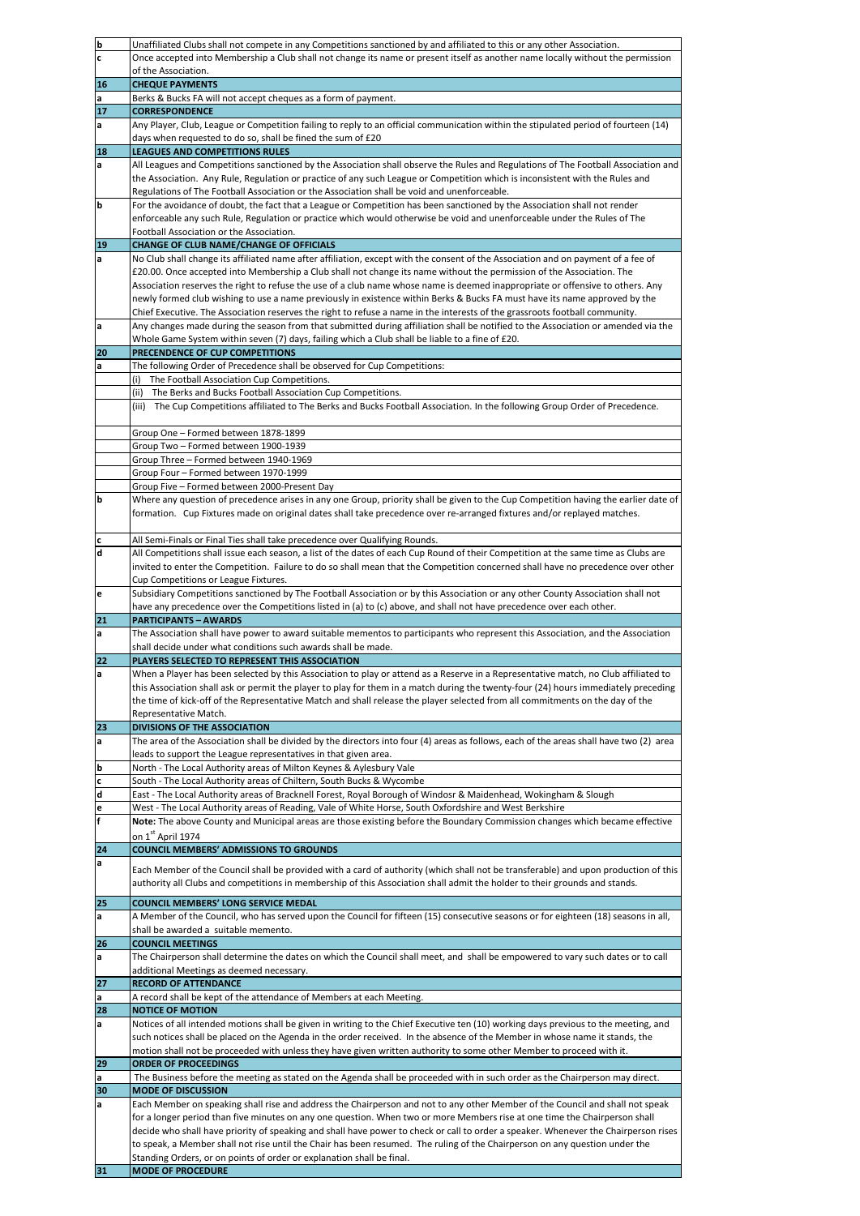| | |
|---|---|
| b | Unaffiliated Clubs shall not compete in any Competitions sanctioned by and affiliated to this or any other Association. |
| c | Once accepted into Membership a Club shall not change its name or present itself as another name locally without the permission of the Association. |
| **16** | **CHEQUE PAYMENTS** |
| a | Berks & Bucks FA will not accept cheques as a form of payment. |
| **17** | **CORRESPONDENCE** |
| a | Any Player, Club, League or Competition failing to reply to an official communication within the stipulated period of fourteen (14) days when requested to do so, shall be fined the sum of £20 |
| **18** | **LEAGUES AND COMPETITIONS RULES** |
| a | All Leagues and Competitions sanctioned by the Association shall observe the Rules and Regulations of The Football Association and the Association. Any Rule, Regulation or practice of any such League or Competition which is inconsistent with the Rules and Regulations of The Football Association or the Association shall be void and unenforceable. |
| b | For the avoidance of doubt, the fact that a League or Competition has been sanctioned by the Association shall not render enforceable any such Rule, Regulation or practice which would otherwise be void and unenforceable under the Rules of The Football Association or the Association. |
| **19** | **CHANGE OF CLUB NAME/CHANGE OF OFFICIALS** |
| a | No Club shall change its affiliated name after affiliation, except with the consent of the Association and on payment of a fee of £20.00. Once accepted into Membership a Club shall not change its name without the permission of the Association. The Association reserves the right to refuse the use of a club name whose name is deemed inappropriate or offensive to others. Any newly formed club wishing to use a name previously in existence within Berks & Bucks FA must have its name approved by the Chief Executive. The Association reserves the right to refuse a name in the interests of the grassroots football community. |
| a | Any changes made during the season from that submitted during affiliation shall be notified to the Association or amended via the Whole Game System within seven (7) days, failing which a Club shall be liable to a fine of £20. |
| **20** | **PRECENDENCE OF CUP COMPETITIONS** |
| a | The following Order of Precedence shall be observed for Cup Competitions: |
| | (i) The Football Association Cup Competitions. |
| | (ii) The Berks and Bucks Football Association Cup Competitions. |
| | (iii) The Cup Competitions affiliated to The Berks and Bucks Football Association. In the following Group Order of Precedence. |
| | Group One – Formed between 1878-1899 |
| | Group Two – Formed between 1900-1939 |
| | Group Three – Formed between 1940-1969 |
| | Group Four – Formed between 1970-1999 |
| | Group Five – Formed between 2000-Present Day |
| b | Where any question of precedence arises in any one Group, priority shall be given to the Cup Competition having the earlier date of formation. Cup Fixtures made on original dates shall take precedence over re-arranged fixtures and/or replayed matches. |
| c | All Semi-Finals or Final Ties shall take precedence over Qualifying Rounds. |
| d | All Competitions shall issue each season, a list of the dates of each Cup Round of their Competition at the same time as Clubs are invited to enter the Competition. Failure to do so shall mean that the Competition concerned shall have no precedence over other Cup Competitions or League Fixtures. |
| e | Subsidiary Competitions sanctioned by The Football Association or by this Association or any other County Association shall not have any precedence over the Competitions listed in (a) to (c) above, and shall not have precedence over each other. |
| **21** | **PARTICIPANTS – AWARDS** |
| a | The Association shall have power to award suitable mementos to participants who represent this Association, and the Association shall decide under what conditions such awards shall be made. |
| **22** | **PLAYERS SELECTED TO REPRESENT THIS ASSOCIATION** |
| a | When a Player has been selected by this Association to play or attend as a Reserve in a Representative match, no Club affiliated to this Association shall ask or permit the player to play for them in a match during the twenty-four (24) hours immediately preceding the time of kick-off of the Representative Match and shall release the player selected from all commitments on the day of the Representative Match. |
| **23** | **DIVISIONS OF THE ASSOCIATION** |
| a | The area of the Association shall be divided by the directors into four (4) areas as follows, each of the areas shall have two (2) area leads to support the League representatives in that given area. |
| b | North - The Local Authority areas of Milton Keynes & Aylesbury Vale |
| c | South - The Local Authority areas of Chiltern, South Bucks & Wycombe |
| d | East - The Local Authority areas of Bracknell Forest, Royal Borough of Windosr & Maidenhead, Wokingham & Slough |
| e | West - The Local Authority areas of Reading, Vale of White Horse, South Oxfordshire and West Berkshire |
| f | **Note:** The above County and Municipal areas are those existing before the Boundary Commission changes which became effective on 1st April 1974 |
| **24** | **COUNCIL MEMBERS' ADMISSIONS TO GROUNDS** |
| a | Each Member of the Council shall be provided with a card of authority (which shall not be transferable) and upon production of this authority all Clubs and competitions in membership of this Association shall admit the holder to their grounds and stands. |
| **25** | **COUNCIL MEMBERS' LONG SERVICE MEDAL** |
| a | A Member of the Council, who has served upon the Council for fifteen (15) consecutive seasons or for eighteen (18) seasons in all, shall be awarded a suitable memento. |
| **26** | **COUNCIL MEETINGS** |
| a | The Chairperson shall determine the dates on which the Council shall meet, and shall be empowered to vary such dates or to call additional Meetings as deemed necessary. |
| **27** | **RECORD OF ATTENDANCE** |
| a | A record shall be kept of the attendance of Members at each Meeting. |
| **28** | **NOTICE OF MOTION** |
| a | Notices of all intended motions shall be given in writing to the Chief Executive ten (10) working days previous to the meeting, and such notices shall be placed on the Agenda in the order received. In the absence of the Member in whose name it stands, the motion shall not be proceeded with unless they have given written authority to some other Member to proceed with it. |
| **29** | **ORDER OF PROCEEDINGS** |
| a | The Business before the meeting as stated on the Agenda shall be proceeded with in such order as the Chairperson may direct. |
| **30** | **MODE OF DISCUSSION** |
| a | Each Member on speaking shall rise and address the Chairperson and not to any other Member of the Council and shall not speak for a longer period than five minutes on any one question. When two or more Members rise at one time the Chairperson shall decide who shall have priority of speaking and shall have power to check or call to order a speaker. Whenever the Chairperson rises to speak, a Member shall not rise until the Chair has been resumed. The ruling of the Chairperson on any question under the Standing Orders, or on points of order or explanation shall be final. |
| **31** | **MODE OF PROCEDURE** |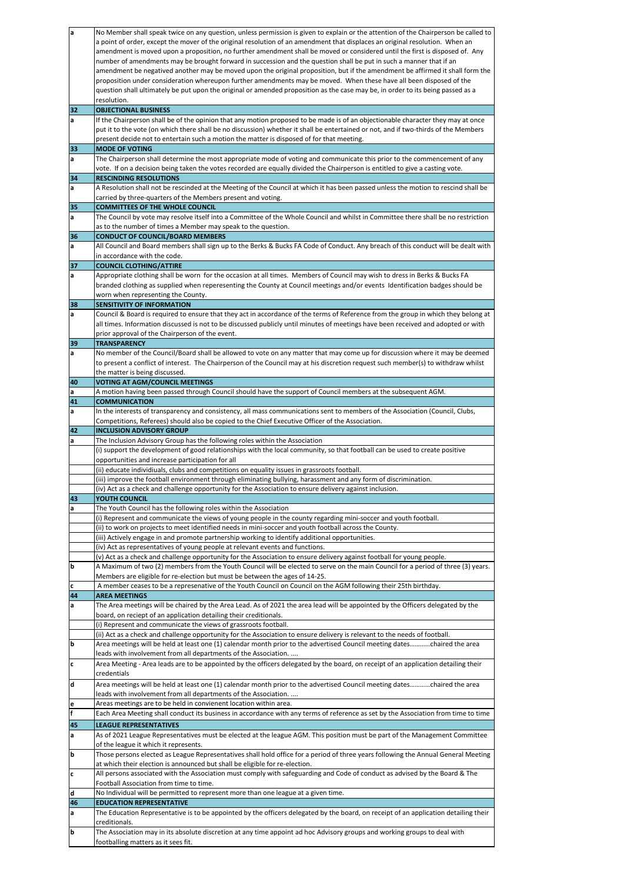| | |
|---|---|
| a | No Member shall speak twice on any question, unless permission is given to explain or the attention of the Chairperson be called to a point of order, except the mover of the original resolution of an amendment that displaces an original resolution. When an amendment is moved upon a proposition, no further amendment shall be moved or considered until the first is disposed of. Any number of amendments may be brought forward in succession and the question shall be put in such a manner that if an amendment be negatived another may be moved upon the original proposition, but if the amendment be affirmed it shall form the proposition under consideration whereupon further amendments may be moved. When these have all been disposed of the question shall ultimately be put upon the original or amended proposition as the case may be, in order to its being passed as a resolution. |
| **32** | **OBJECTIONAL BUSINESS** |
| a | If the Chairperson shall be of the opinion that any motion proposed to be made is of an objectionable character they may at once put it to the vote (on which there shall be no discussion) whether it shall be entertained or not, and if two-thirds of the Members present decide not to entertain such a motion the matter is disposed of for that meeting. |
| **33** | **MODE OF VOTING** |
| a | The Chairperson shall determine the most appropriate mode of voting and communicate this prior to the commencement of any vote. If on a decision being taken the votes recorded are equally divided the Chairperson is entitled to give a casting vote. |
| **34** | **RESCINDING RESOLUTIONS** |
| a | A Resolution shall not be rescinded at the Meeting of the Council at which it has been passed unless the motion to rescind shall be carried by three-quarters of the Members present and voting. |
| **35** | **COMMITTEES OF THE WHOLE COUNCIL** |
| a | The Council by vote may resolve itself into a Committee of the Whole Council and whilst in Committee there shall be no restriction as to the number of times a Member may speak to the question. |
| **36** | **CONDUCT OF COUNCIL/BOARD MEMBERS** |
| a | All Council and Board members shall sign up to the Berks & Bucks FA Code of Conduct. Any breach of this conduct will be dealt with in accordance with the code. |
| **37** | **COUNCIL CLOTHING/ATTIRE** |
| a | Appropriate clothing shall be worn for the occasion at all times. Members of Council may wish to dress in Berks & Bucks FA branded clothing as supplied when reperesenting the County at Council meetings and/or events Identification badges should be worn when representing the County. |
| **38** | **SENSITIVITY OF INFORMATION** |
| a | Council & Board is required to ensure that they act in accordance of the terms of Reference from the group in which they belong at all times. Information discussed is not to be discussed publicly until minutes of meetings have been received and adopted or with prior approval of the Chairperson of the event. |
| **39** | **TRANSPARENCY** |
| a | No member of the Council/Board shall be allowed to vote on any matter that may come up for discussion where it may be deemed to present a conflict of interest. The Chairperson of the Council may at his discretion request such member(s) to withdraw whilst the matter is being discussed. |
| **40** | **VOTING AT AGM/COUNCIL MEETINGS** |
| a | A motion having been passed through Council should have the support of Council members at the subsequent AGM. |
| **41** | **COMMUNICATION** |
| a | In the interests of transparency and consistency, all mass communications sent to members of the Association (Council, Clubs, Competitions, Referees) should also be copied to the Chief Executive Officer of the Association. |
| **42** | **INCLUSION ADVISORY GROUP** |
| a | The Inclusion Advisory Group has the following roles within the Association |
| | (i) support the development of good relationships with the local community, so that football can be used to create positive opportunities and increase participation for all |
| | (ii) educate individiuals, clubs and competitions on equality issues in grassroots football. |
| | (iii) improve the football environment through eliminating bullying, harassment and any form of discrimination. |
| | (iv) Act as a check and challenge opportunity for the Association to ensure delivery against inclusion. |
| **43** | **YOUTH COUNCIL** |
| a | The Youth Council has the following roles within the Association |
| | (i) Represent and communicate the views of young people in the county regarding mini-soccer and youth football. |
| | (ii) to work on projects to meet identified needs in mini-soccer and youth football across the County. |
| | (iii) Actively engage in and promote partnership working to identify additional opportunities. |
| | (iv) Act as representatives of young people at relevant events and functions. |
| | (v) Act as a check and challenge opportunity for the Association to ensure delivery against football for young people. |
| b | A Maximum of two (2) members from the Youth Council will be elected to serve on the main Council for a period of three (3) years. Members are eligible for re-election but must be between the ages of 14-25. |
| c | A member ceases to be a represenative of the Youth Council on Council on the AGM following their 25th birthday. |
| **44** | **AREA MEETINGS** |
| a | The Area meetings will be chaired by the Area Lead. As of 2021 the area lead will be appointed by the Officers delegated by the board, on reciept of an application detailing their creditionals. |
| | (i) Represent and communicate the views of grassroots football. |
| | (ii) Act as a check and challenge opportunity for the Association to ensure delivery is relevant to the needs of football. |
| b | Area meetings will be held at least one (1) calendar month prior to the advertised Council meeting dates…………chaired the area leads with involvement from all departments of the Association. …. |
| c | Area Meeting - Area leads are to be appointed by the officers delegated by the board, on receipt of an application detailing their credentials |
| d | Area meetings will be held at least one (1) calendar month prior to the advertised Council meeting dates…………chaired the area leads with involvement from all departments of the Association. …. |
| e | Areas meetings are to be held in convienent location within area. |
| f | Each Area Meeting shall conduct its business in accordance with any terms of reference as set by the Association from time to time |
| **45** | **LEAGUE REPRESENTATIVES** |
| a | As of 2021 League Representatives must be elected at the league AGM. This position must be part of the Management Committee of the league it which it represents. |
| b | Those persons elected as League Representatives shall hold office for a period of three years following the Annual General Meeting at which their election is announced but shall be eligible for re-election. |
| c | All persons associated with the Association must comply with safeguarding and Code of conduct as advised by the Board & The Football Association from time to time. |
| d | No Individual will be permitted to represent more than one league at a given time. |
| **46** | **EDUCATION REPRESENTATIVE** |
| a | The Education Representative is to be appointed by the officers delegated by the board, on receipt of an application detailing their creditionals. |
| b | The Association may in its absolute discretion at any time appoint ad hoc Advisory groups and working groups to deal with footballing matters as it sees fit. |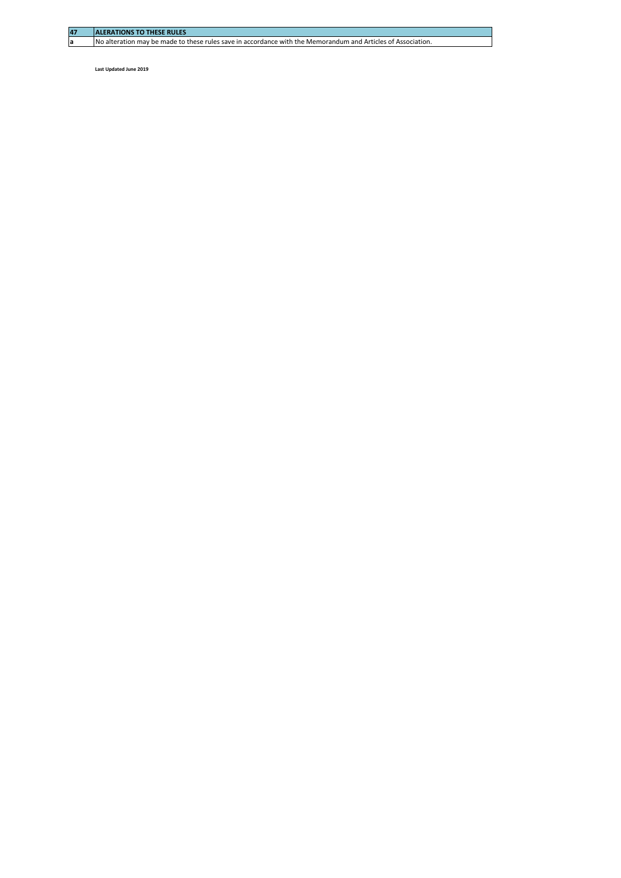| | |
|---|---|
| **47** | **ALERATIONS TO THESE RULES** |
| a | No alteration may be made to these rules save in accordance with the Memorandum and Articles of Association. |

**Last Updated June 2019**